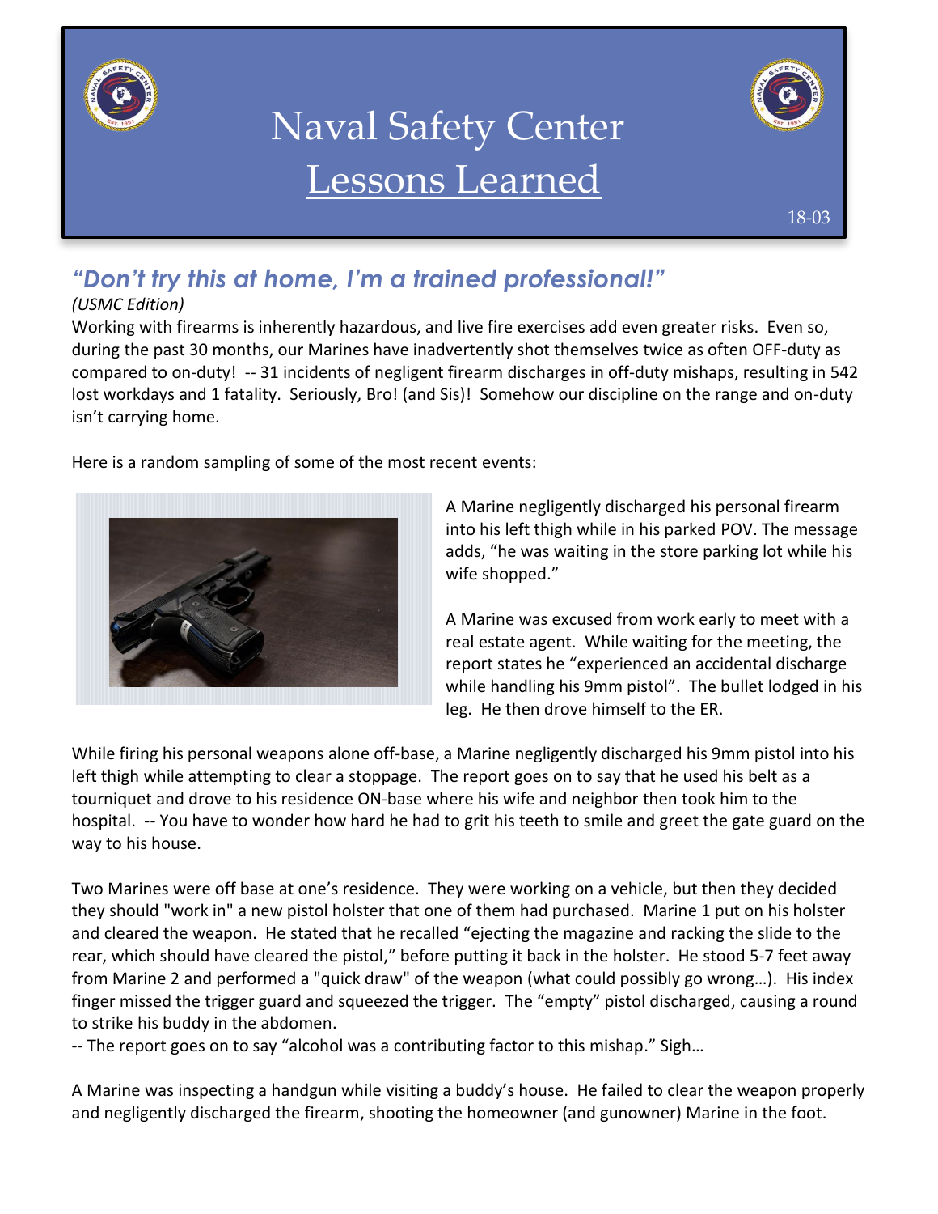# Naval Safety Center
# Lessons Learned

18-03

## *"Don't try this at home, I'm a trained professional!"*

*(USMC Edition)*

Working with firearms is inherently hazardous, and live fire exercises add even greater risks. Even so, during the past 30 months, our Marines have inadvertently shot themselves twice as often OFF-duty as compared to on-duty! -- 31 incidents of negligent firearm discharges in off-duty mishaps, resulting in 542 lost workdays and 1 fatality. Seriously, Bro! (and Sis)! Somehow our discipline on the range and on-duty isn't carrying home.

Here is a random sampling of some of the most recent events:

A Marine negligently discharged his personal firearm into his left thigh while in his parked POV. The message adds, "he was waiting in the store parking lot while his wife shopped."

A Marine was excused from work early to meet with a real estate agent. While waiting for the meeting, the report states he "experienced an accidental discharge while handling his 9mm pistol". The bullet lodged in his leg. He then drove himself to the ER.

While firing his personal weapons alone off-base, a Marine negligently discharged his 9mm pistol into his left thigh while attempting to clear a stoppage. The report goes on to say that he used his belt as a tourniquet and drove to his residence ON-base where his wife and neighbor then took him to the hospital. -- You have to wonder how hard he had to grit his teeth to smile and greet the gate guard on the way to his house.

Two Marines were off base at one's residence. They were working on a vehicle, but then they decided they should "work in" a new pistol holster that one of them had purchased. Marine 1 put on his holster and cleared the weapon. He stated that he recalled "ejecting the magazine and racking the slide to the rear, which should have cleared the pistol," before putting it back in the holster. He stood 5-7 feet away from Marine 2 and performed a "quick draw" of the weapon (what could possibly go wrong…). His index finger missed the trigger guard and squeezed the trigger. The "empty" pistol discharged, causing a round to strike his buddy in the abdomen.
-- The report goes on to say "alcohol was a contributing factor to this mishap." Sigh…

A Marine was inspecting a handgun while visiting a buddy's house. He failed to clear the weapon properly and negligently discharged the firearm, shooting the homeowner (and gunowner) Marine in the foot.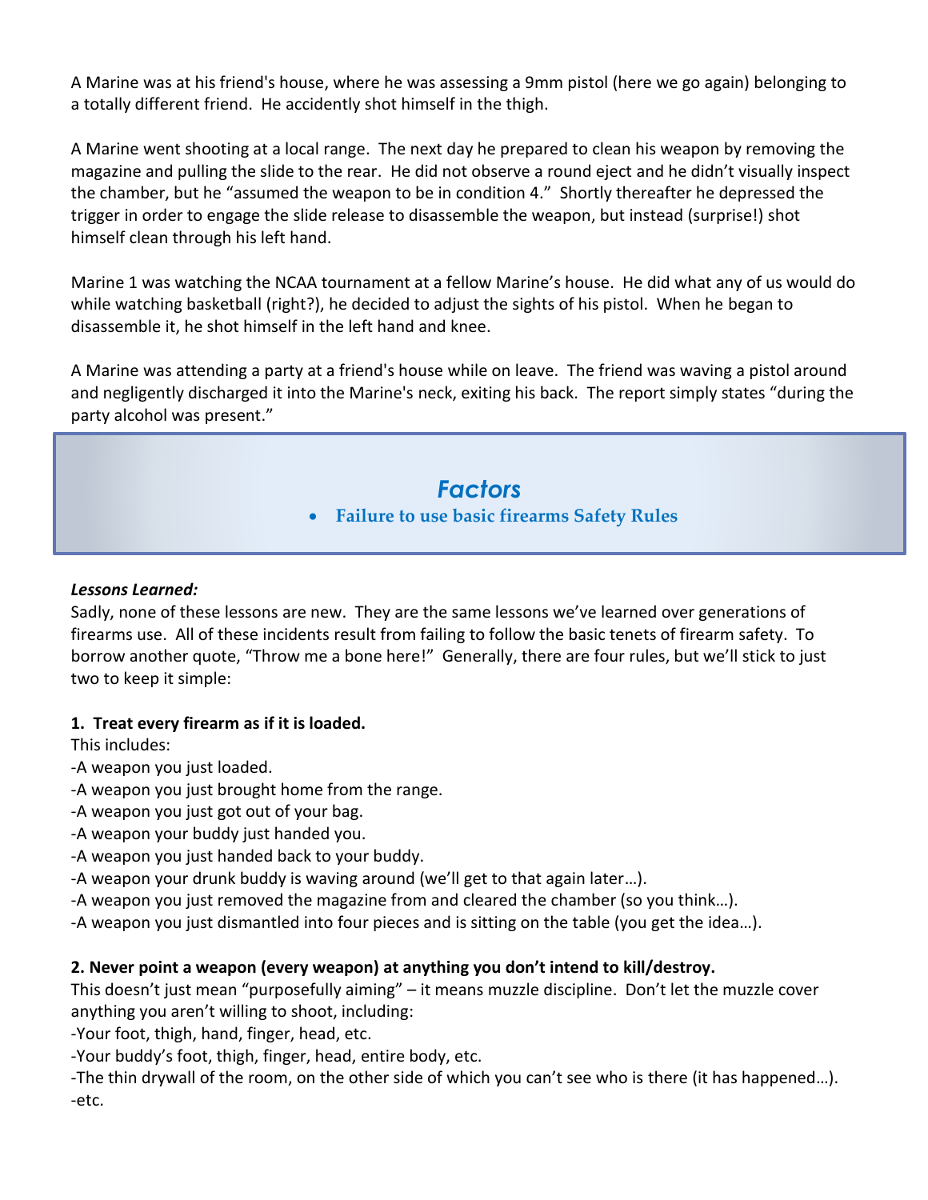A Marine was at his friend's house, where he was assessing a 9mm pistol (here we go again) belonging to a totally different friend. He accidently shot himself in the thigh.

A Marine went shooting at a local range. The next day he prepared to clean his weapon by removing the magazine and pulling the slide to the rear. He did not observe a round eject and he didn't visually inspect the chamber, but he "assumed the weapon to be in condition 4." Shortly thereafter he depressed the trigger in order to engage the slide release to disassemble the weapon, but instead (surprise!) shot himself clean through his left hand.

Marine 1 was watching the NCAA tournament at a fellow Marine's house. He did what any of us would do while watching basketball (right?), he decided to adjust the sights of his pistol. When he began to disassemble it, he shot himself in the left hand and knee.

A Marine was attending a party at a friend's house while on leave. The friend was waving a pistol around and negligently discharged it into the Marine's neck, exiting his back. The report simply states "during the party alcohol was present."

## *Factors*

- **Failure to use basic firearms Safety Rules**

***Lessons Learned:***

Sadly, none of these lessons are new. They are the same lessons we've learned over generations of firearms use. All of these incidents result from failing to follow the basic tenets of firearm safety. To borrow another quote, "Throw me a bone here!" Generally, there are four rules, but we'll stick to just two to keep it simple:

**1. Treat every firearm as if it is loaded.**

This includes:

-A weapon you just loaded.
-A weapon you just brought home from the range.
-A weapon you just got out of your bag.
-A weapon your buddy just handed you.
-A weapon you just handed back to your buddy.
-A weapon your drunk buddy is waving around (we'll get to that again later…).
-A weapon you just removed the magazine from and cleared the chamber (so you think…).
-A weapon you just dismantled into four pieces and is sitting on the table (you get the idea…).

**2. Never point a weapon (every weapon) at anything you don't intend to kill/destroy.**

This doesn't just mean "purposefully aiming" – it means muzzle discipline. Don't let the muzzle cover anything you aren't willing to shoot, including:

-Your foot, thigh, hand, finger, head, etc.
-Your buddy's foot, thigh, finger, head, entire body, etc.
-The thin drywall of the room, on the other side of which you can't see who is there (it has happened…).
-etc.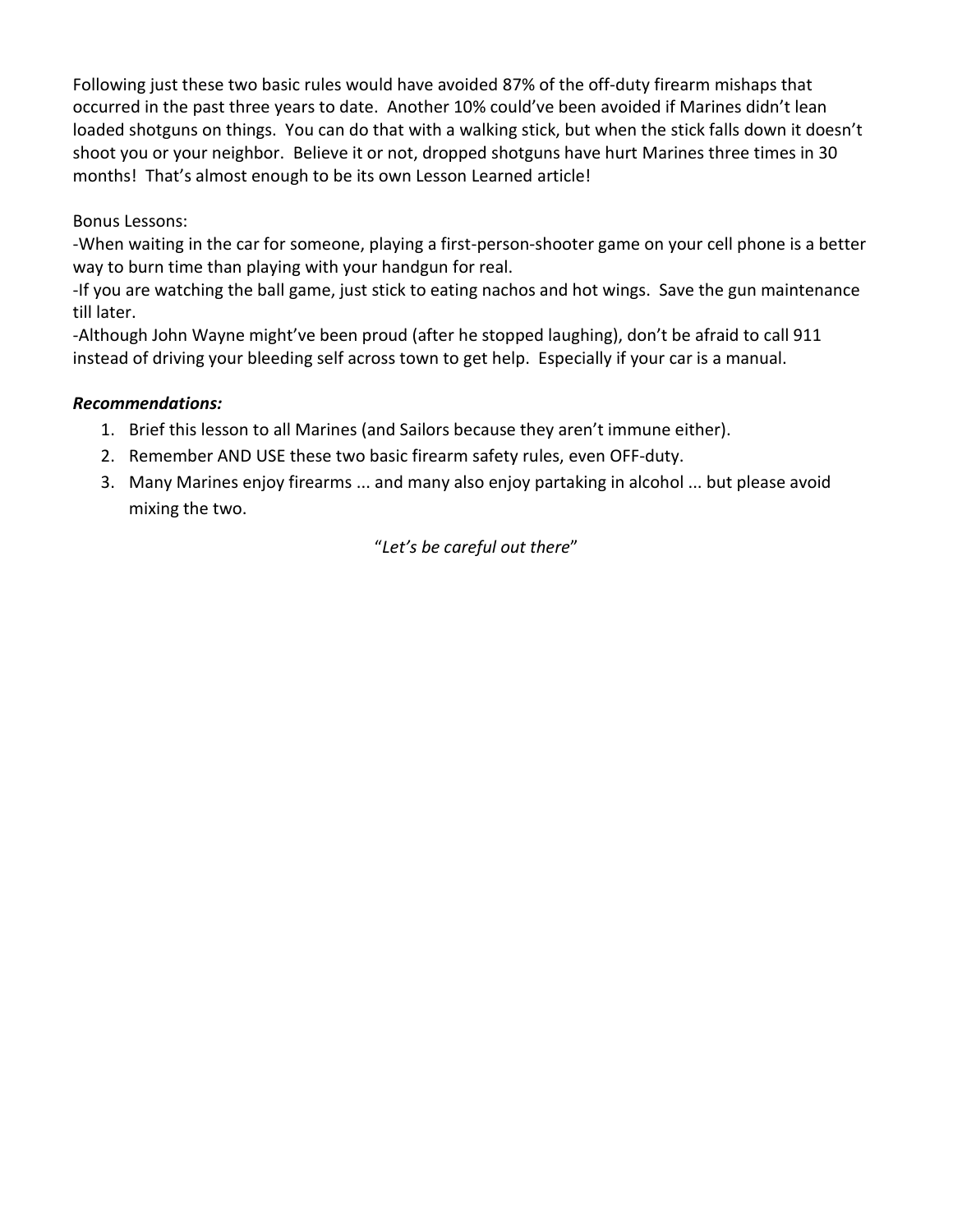Following just these two basic rules would have avoided 87% of the off-duty firearm mishaps that occurred in the past three years to date. Another 10% could've been avoided if Marines didn't lean loaded shotguns on things. You can do that with a walking stick, but when the stick falls down it doesn't shoot you or your neighbor. Believe it or not, dropped shotguns have hurt Marines three times in 30 months! That's almost enough to be its own Lesson Learned article!

Bonus Lessons:

-When waiting in the car for someone, playing a first-person-shooter game on your cell phone is a better way to burn time than playing with your handgun for real.

-If you are watching the ball game, just stick to eating nachos and hot wings. Save the gun maintenance till later.

-Although John Wayne might've been proud (after he stopped laughing), don't be afraid to call 911 instead of driving your bleeding self across town to get help. Especially if your car is a manual.

***Recommendations:***

1. Brief this lesson to all Marines (and Sailors because they aren't immune either).
2. Remember AND USE these two basic firearm safety rules, even OFF-duty.
3. Many Marines enjoy firearms ... and many also enjoy partaking in alcohol ... but please avoid mixing the two.

"*Let's be careful out there*"